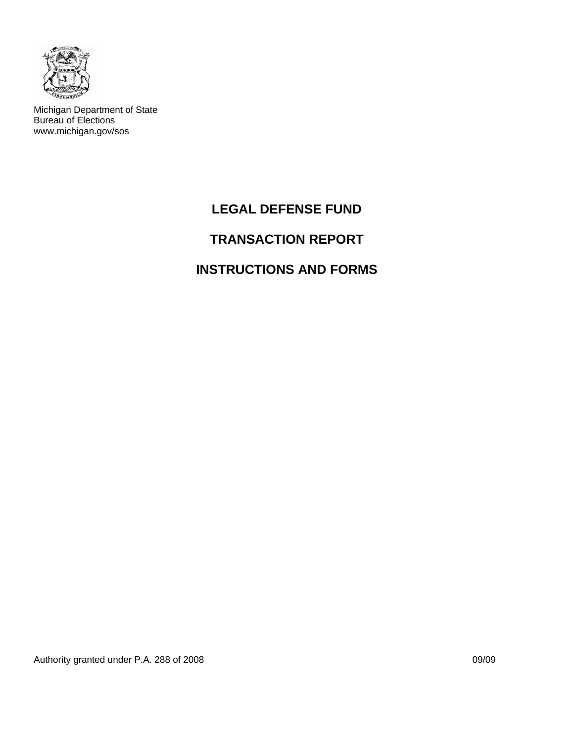Michigan Department of State
Bureau of Elections
www.michigan.gov/sos

# LEGAL DEFENSE FUND

# TRANSACTION REPORT

# INSTRUCTIONS AND FORMS

Authority granted under P.A. 288 of 2008

09/09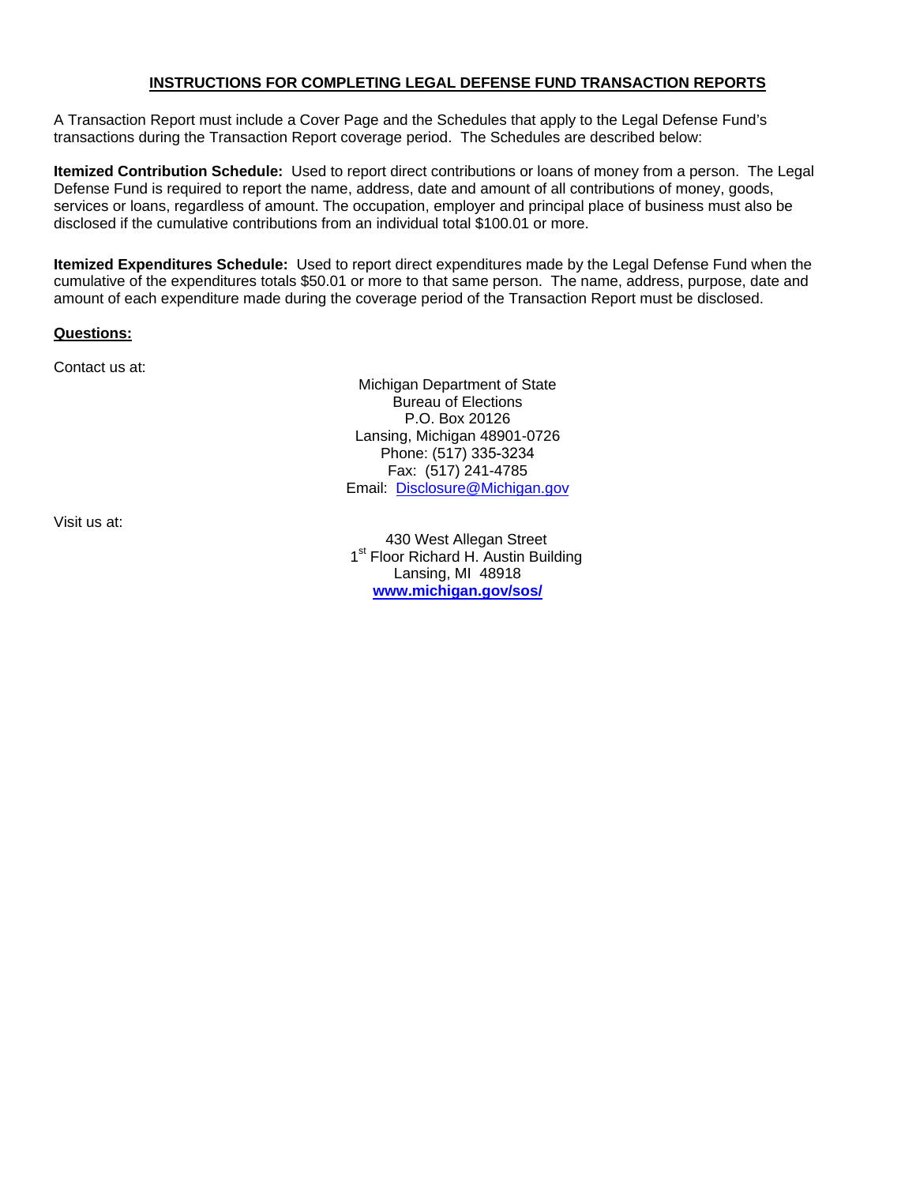## INSTRUCTIONS FOR COMPLETING LEGAL DEFENSE FUND TRANSACTION REPORTS

A Transaction Report must include a Cover Page and the Schedules that apply to the Legal Defense Fund's transactions during the Transaction Report coverage period. The Schedules are described below:

**Itemized Contribution Schedule:** Used to report direct contributions or loans of money from a person. The Legal Defense Fund is required to report the name, address, date and amount of all contributions of money, goods, services or loans, regardless of amount. The occupation, employer and principal place of business must also be disclosed if the cumulative contributions from an individual total $100.01 or more.

**Itemized Expenditures Schedule:** Used to report direct expenditures made by the Legal Defense Fund when the cumulative of the expenditures totals $50.01 or more to that same person. The name, address, purpose, date and amount of each expenditure made during the coverage period of the Transaction Report must be disclosed.

**Questions:**

Contact us at:

Michigan Department of State
Bureau of Elections
P.O. Box 20126
Lansing, Michigan 48901-0726
Phone: (517) 335-3234
Fax: (517) 241-4785
Email: Disclosure@Michigan.gov

Visit us at:

430 West Allegan Street
1st Floor Richard H. Austin Building
Lansing, MI 48918
**www.michigan.gov/sos/**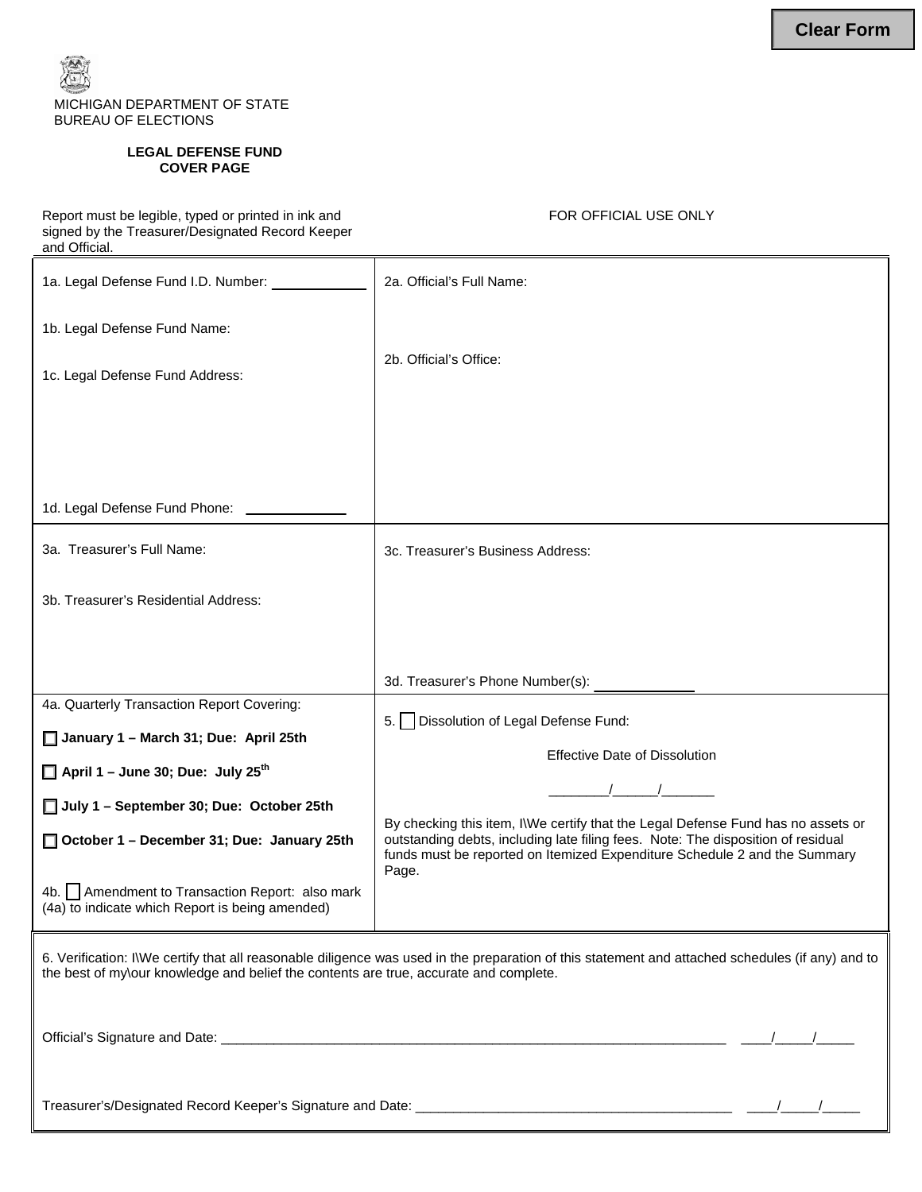Clear Form

MICHIGAN DEPARTMENT OF STATE
BUREAU OF ELECTIONS

**LEGAL DEFENSE FUND**
**COVER PAGE**

Report must be legible, typed or printed in ink and signed by the Treasurer/Designated Record Keeper and Official.

FOR OFFICIAL USE ONLY

| | |
|---|---|
| 1a. Legal Defense Fund I.D. Number: ____________<br><br>1b. Legal Defense Fund Name:<br><br>1c. Legal Defense Fund Address:<br><br>1d. Legal Defense Fund Phone: ____________ | 2a. Official's Full Name:<br><br>2b. Official's Office: |
| 3a. Treasurer's Full Name:<br><br>3b. Treasurer's Residential Address: | 3c. Treasurer's Business Address:<br><br>3d. Treasurer's Phone Number(s): ____________ |
| 4a. Quarterly Transaction Report Covering:<br><br>☐ **January 1 – March 31; Due: April 25th**<br><br>☐ **April 1 – June 30; Due: July 25th**<br><br>☐ **July 1 – September 30; Due: October 25th**<br><br>☐ **October 1 – December 31; Due: January 25th**<br><br>4b. ☐ Amendment to Transaction Report: also mark (4a) to indicate which Report is being amended) | 5. ☐ Dissolution of Legal Defense Fund:<br><br>Effective Date of Dissolution<br><br>________/______/_______<br><br>By checking this item, I\We certify that the Legal Defense Fund has no assets or outstanding debts, including late filing fees. Note: The disposition of residual funds must be reported on Itemized Expenditure Schedule 2 and the Summary Page. |

6. Verification: I\We certify that all reasonable diligence was used in the preparation of this statement and attached schedules (if any) and to the best of my\our knowledge and belief the contents are true, accurate and complete.

Official's Signature and Date: ______________________________________________________________________ ____/_____/_____

Treasurer's/Designated Record Keeper's Signature and Date: ___________________________________________ ____/_____/_____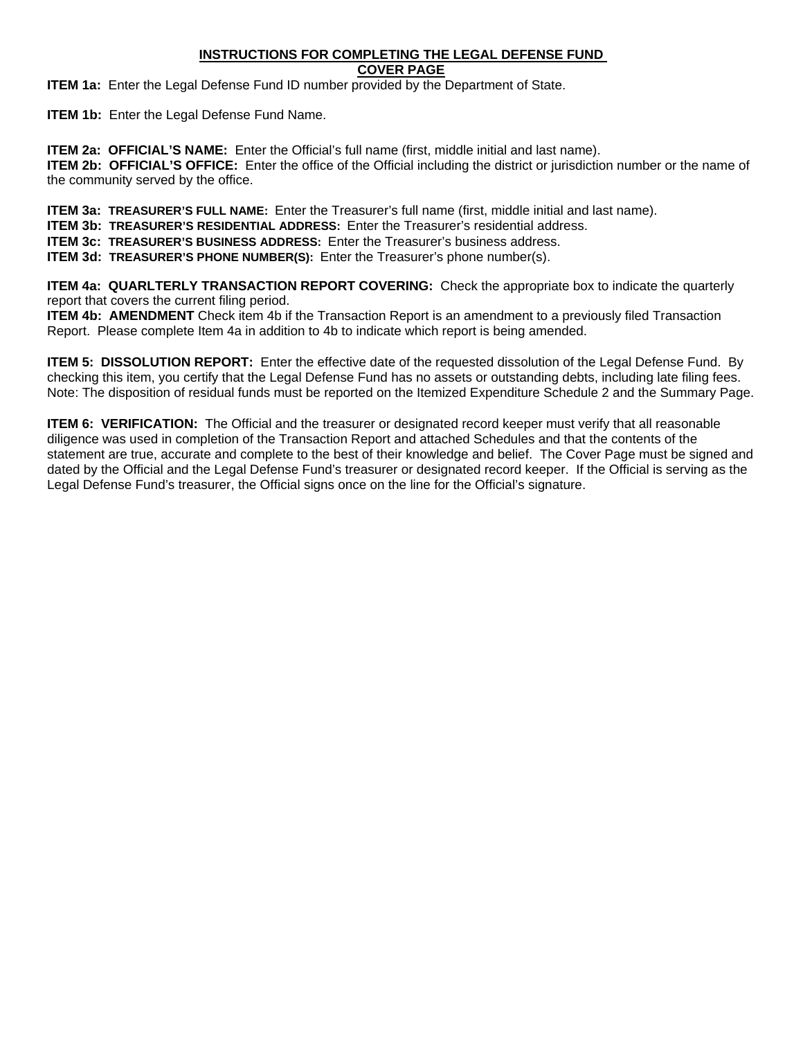## INSTRUCTIONS FOR COMPLETING THE LEGAL DEFENSE FUND COVER PAGE

**ITEM 1a:** Enter the Legal Defense Fund ID number provided by the Department of State.

**ITEM 1b:** Enter the Legal Defense Fund Name.

**ITEM 2a: OFFICIAL'S NAME:** Enter the Official's full name (first, middle initial and last name).
**ITEM 2b: OFFICIAL'S OFFICE:** Enter the office of the Official including the district or jurisdiction number or the name of the community served by the office.

**ITEM 3a: TREASURER'S FULL NAME:** Enter the Treasurer's full name (first, middle initial and last name).
**ITEM 3b: TREASURER'S RESIDENTIAL ADDRESS:** Enter the Treasurer's residential address.
**ITEM 3c: TREASURER'S BUSINESS ADDRESS:** Enter the Treasurer's business address.
**ITEM 3d: TREASURER'S PHONE NUMBER(S):** Enter the Treasurer's phone number(s).

**ITEM 4a: QUARLTERLY TRANSACTION REPORT COVERING:** Check the appropriate box to indicate the quarterly report that covers the current filing period.
**ITEM 4b: AMENDMENT** Check item 4b if the Transaction Report is an amendment to a previously filed Transaction Report. Please complete Item 4a in addition to 4b to indicate which report is being amended.

**ITEM 5: DISSOLUTION REPORT:** Enter the effective date of the requested dissolution of the Legal Defense Fund. By checking this item, you certify that the Legal Defense Fund has no assets or outstanding debts, including late filing fees. Note: The disposition of residual funds must be reported on the Itemized Expenditure Schedule 2 and the Summary Page.

**ITEM 6: VERIFICATION:** The Official and the treasurer or designated record keeper must verify that all reasonable diligence was used in completion of the Transaction Report and attached Schedules and that the contents of the statement are true, accurate and complete to the best of their knowledge and belief. The Cover Page must be signed and dated by the Official and the Legal Defense Fund's treasurer or designated record keeper. If the Official is serving as the Legal Defense Fund's treasurer, the Official signs once on the line for the Official's signature.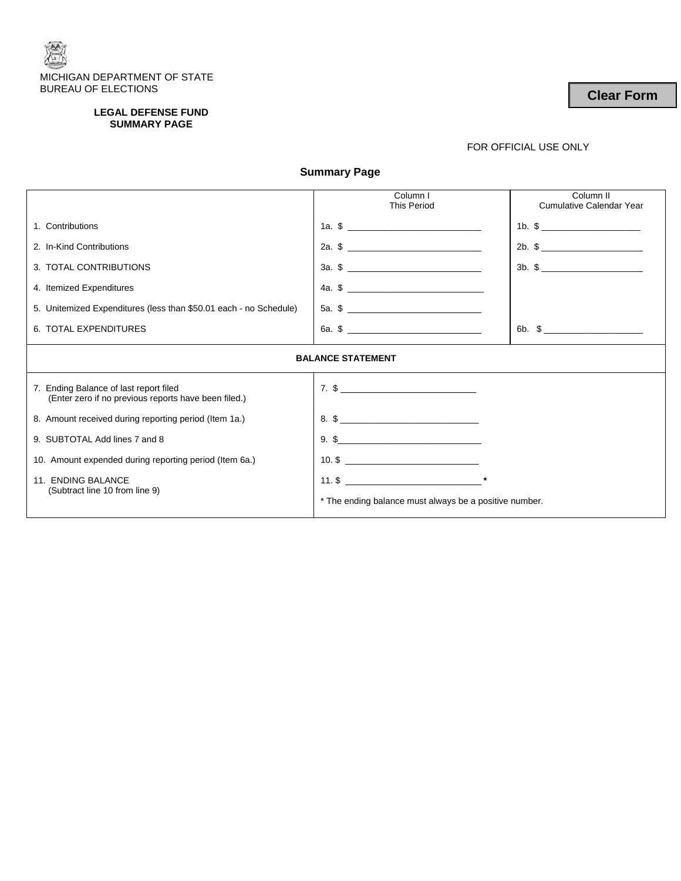MICHIGAN DEPARTMENT OF STATE
BUREAU OF ELECTIONS

Clear Form

**LEGAL DEFENSE FUND**
**SUMMARY PAGE**

FOR OFFICIAL USE ONLY

## Summary Page

| | Column I<br>This Period | Column II<br>Cumulative Calendar Year |
|---|---|---|
| 1. Contributions | 1a. $ ____________________ | 1b. $ ____________________ |
| 2. In-Kind Contributions | 2a. $ ____________________ | 2b. $ ____________________ |
| 3. TOTAL CONTRIBUTIONS | 3a. $ ____________________ | 3b. $ ____________________ |
| 4. Itemized Expenditures | 4a. $ ____________________ | |
| 5. Unitemized Expenditures (less than $50.01 each - no Schedule) | 5a. $ ____________________ | |
| 6. TOTAL EXPENDITURES | 6a. $ ____________________ | 6b. $ ____________________ |

**BALANCE STATEMENT**

| | |
|---|---|
| 7. Ending Balance of last report filed<br>(Enter zero if no previous reports have been filed.) | 7. $ ____________________ |
| 8. Amount received during reporting period (Item 1a.) | 8. $ ____________________ |
| 9. SUBTOTAL Add lines 7 and 8 | 9. $____________________ |
| 10. Amount expended during reporting period (Item 6a.) | 10. $ ____________________ |
| 11. ENDING BALANCE<br>(Subtract line 10 from line 9) | 11. $ ____________________ *<br>* The ending balance must always be a positive number. |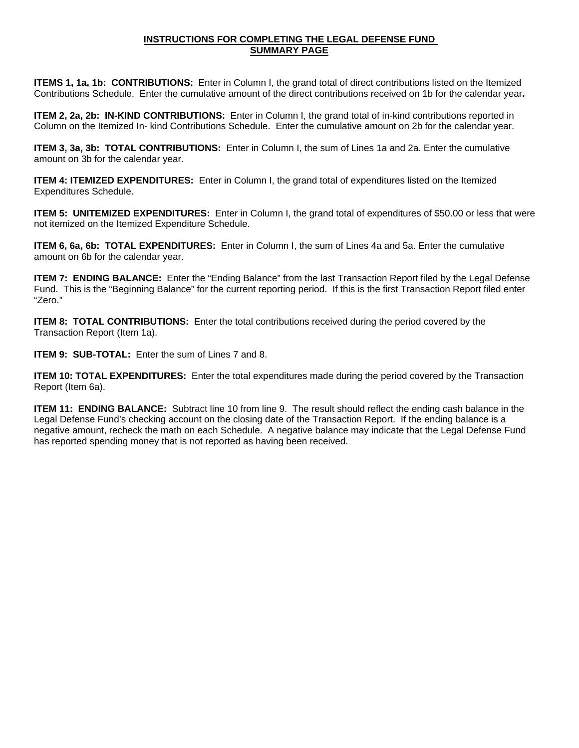# INSTRUCTIONS FOR COMPLETING THE LEGAL DEFENSE FUND SUMMARY PAGE

**ITEMS 1, 1a, 1b: CONTRIBUTIONS:** Enter in Column I, the grand total of direct contributions listed on the Itemized Contributions Schedule. Enter the cumulative amount of the direct contributions received on 1b for the calendar year**.**

**ITEM 2, 2a, 2b: IN-KIND CONTRIBUTIONS:** Enter in Column I, the grand total of in-kind contributions reported in Column on the Itemized In- kind Contributions Schedule. Enter the cumulative amount on 2b for the calendar year.

**ITEM 3, 3a, 3b: TOTAL CONTRIBUTIONS:** Enter in Column I, the sum of Lines 1a and 2a. Enter the cumulative amount on 3b for the calendar year.

**ITEM 4: ITEMIZED EXPENDITURES:** Enter in Column I, the grand total of expenditures listed on the Itemized Expenditures Schedule.

**ITEM 5: UNITEMIZED EXPENDITURES:** Enter in Column I, the grand total of expenditures of $50.00 or less that were not itemized on the Itemized Expenditure Schedule.

**ITEM 6, 6a, 6b: TOTAL EXPENDITURES:** Enter in Column I, the sum of Lines 4a and 5a. Enter the cumulative amount on 6b for the calendar year.

**ITEM 7: ENDING BALANCE:** Enter the "Ending Balance" from the last Transaction Report filed by the Legal Defense Fund. This is the "Beginning Balance" for the current reporting period. If this is the first Transaction Report filed enter "Zero."

**ITEM 8: TOTAL CONTRIBUTIONS:** Enter the total contributions received during the period covered by the Transaction Report (Item 1a).

**ITEM 9: SUB-TOTAL:** Enter the sum of Lines 7 and 8.

**ITEM 10: TOTAL EXPENDITURES:** Enter the total expenditures made during the period covered by the Transaction Report (Item 6a).

**ITEM 11: ENDING BALANCE:** Subtract line 10 from line 9. The result should reflect the ending cash balance in the Legal Defense Fund's checking account on the closing date of the Transaction Report. If the ending balance is a negative amount, recheck the math on each Schedule. A negative balance may indicate that the Legal Defense Fund has reported spending money that is not reported as having been received.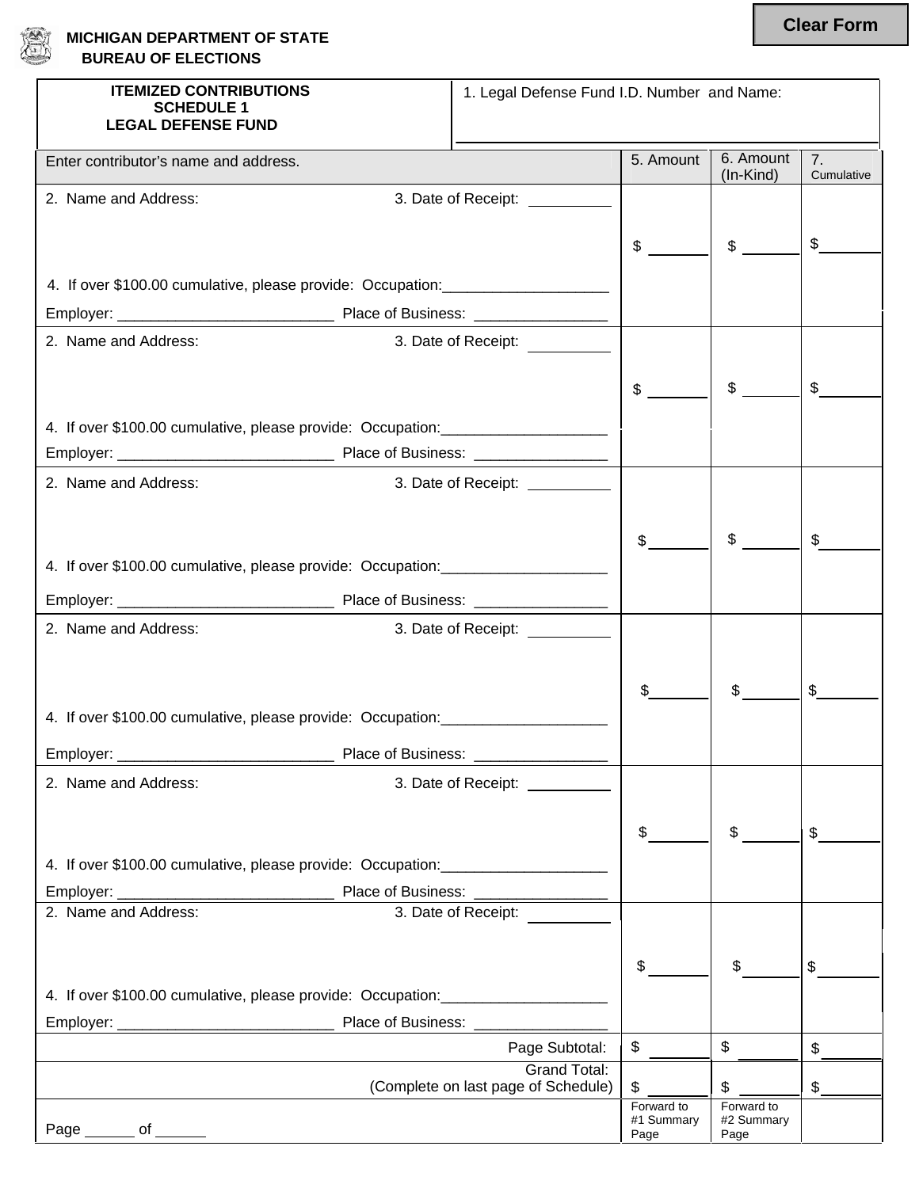**MICHIGAN DEPARTMENT OF STATE**
**BUREAU OF ELECTIONS**

| **ITEMIZED CONTRIBUTIONS SCHEDULE 1 LEGAL DEFENSE FUND** | 1. Legal Defense Fund I.D. Number and Name: | | |
|---|---|---|---|
| Enter contributor's name and address. | 5. Amount | 6. Amount (In-Kind) | 7. Cumulative |
| 2. Name and Address: 3. Date of Receipt: ______ <br> 4. If over $100.00 cumulative, please provide: Occupation:____________________ <br> Employer: __________________________ Place of Business: ________________ | $ ______ | $ ______ | $ ______ |
| 2. Name and Address: 3. Date of Receipt: ______ <br> 4. If over $100.00 cumulative, please provide: Occupation:____________________ <br> Employer: __________________________ Place of Business: ________________ | $ ______ | $ ______ | $ ______ |
| 2. Name and Address: 3. Date of Receipt: ______ <br> 4. If over $100.00 cumulative, please provide: Occupation:____________________ <br> Employer: __________________________ Place of Business: ________________ | $ ______ | $ ______ | $ ______ |
| 2. Name and Address: 3. Date of Receipt: ______ <br> 4. If over $100.00 cumulative, please provide: Occupation:____________________ <br> Employer: __________________________ Place of Business: ________________ | $ ______ | $ ______ | $ ______ |
| 2. Name and Address: 3. Date of Receipt: ______ <br> 4. If over $100.00 cumulative, please provide: Occupation:____________________ <br> Employer: __________________________ Place of Business: ________________ | $ ______ | $ ______ | $ ______ |
| 2. Name and Address: 3. Date of Receipt: ______ <br> 4. If over $100.00 cumulative, please provide: Occupation:____________________ <br> Employer: __________________________ Place of Business: ________________ | $ ______ | $ ______ | $ ______ |
| Page Subtotal: | $ ______ | $ ______ | $ ______ |
| Grand Total: (Complete on last page of Schedule) | $ ______ | $ ______ | $ ______ |
| Page ______ of ______ | Forward to #1 Summary Page | Forward to #2 Summary Page | |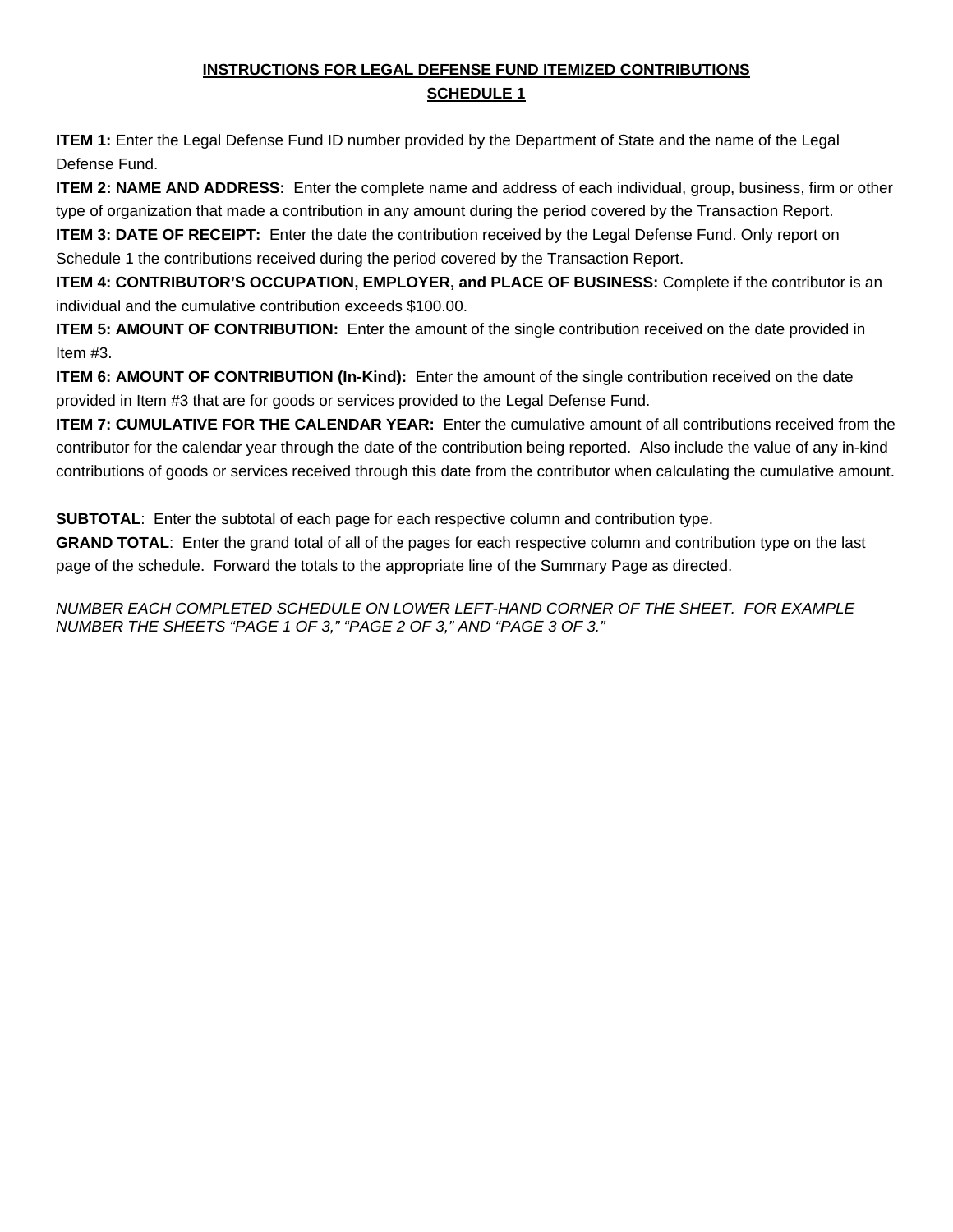## INSTRUCTIONS FOR LEGAL DEFENSE FUND ITEMIZED CONTRIBUTIONS SCHEDULE 1

**ITEM 1:** Enter the Legal Defense Fund ID number provided by the Department of State and the name of the Legal Defense Fund.

**ITEM 2: NAME AND ADDRESS:** Enter the complete name and address of each individual, group, business, firm or other type of organization that made a contribution in any amount during the period covered by the Transaction Report.

**ITEM 3: DATE OF RECEIPT:** Enter the date the contribution received by the Legal Defense Fund. Only report on Schedule 1 the contributions received during the period covered by the Transaction Report.

**ITEM 4: CONTRIBUTOR'S OCCUPATION, EMPLOYER, and PLACE OF BUSINESS:** Complete if the contributor is an individual and the cumulative contribution exceeds $100.00.

**ITEM 5: AMOUNT OF CONTRIBUTION:** Enter the amount of the single contribution received on the date provided in Item #3.

**ITEM 6: AMOUNT OF CONTRIBUTION (In-Kind):** Enter the amount of the single contribution received on the date provided in Item #3 that are for goods or services provided to the Legal Defense Fund.

**ITEM 7: CUMULATIVE FOR THE CALENDAR YEAR:** Enter the cumulative amount of all contributions received from the contributor for the calendar year through the date of the contribution being reported. Also include the value of any in-kind contributions of goods or services received through this date from the contributor when calculating the cumulative amount.

**SUBTOTAL**: Enter the subtotal of each page for each respective column and contribution type.

**GRAND TOTAL**: Enter the grand total of all of the pages for each respective column and contribution type on the last page of the schedule. Forward the totals to the appropriate line of the Summary Page as directed.

*NUMBER EACH COMPLETED SCHEDULE ON LOWER LEFT-HAND CORNER OF THE SHEET. FOR EXAMPLE NUMBER THE SHEETS "PAGE 1 OF 3," "PAGE 2 OF 3," AND "PAGE 3 OF 3."*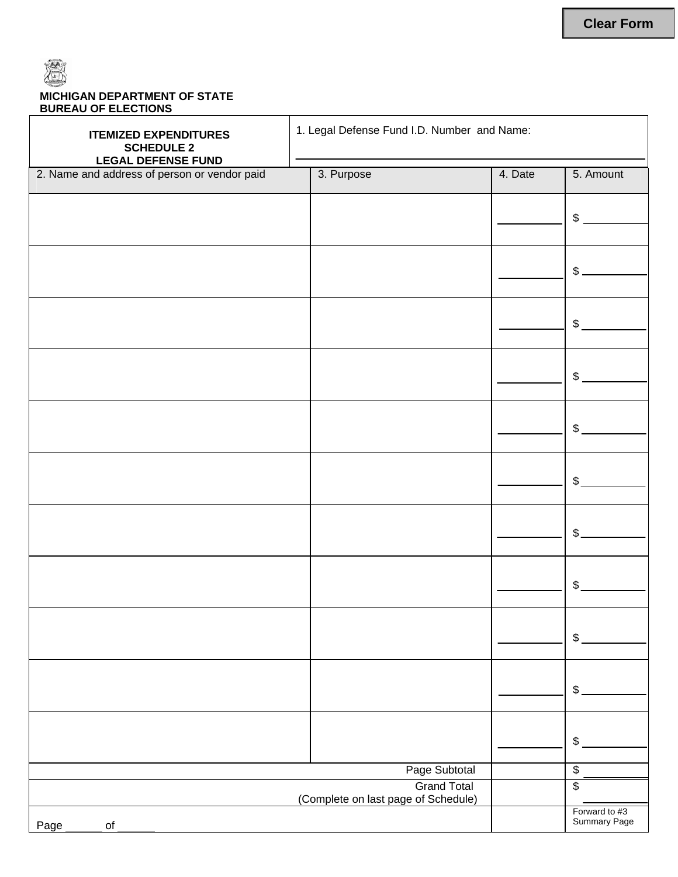Clear Form

**MICHIGAN DEPARTMENT OF STATE**
**BUREAU OF ELECTIONS**

| **ITEMIZED EXPENDITURES SCHEDULE 2 LEGAL DEFENSE FUND** | 1. Legal Defense Fund I.D. Number and Name: ______ | | |
|---|---|---|---|
| 2. Name and address of person or vendor paid | 3. Purpose | 4. Date | 5. Amount |
| | | ______ | $ ______ |
| | | ______ | $ ______ |
| | | ______ | $ ______ |
| | | ______ | $ ______ |
| | | ______ | $ ______ |
| | | ______ | $ ______ |
| | | ______ | $ ______ |
| | | ______ | $ ______ |
| | | ______ | $ ______ |
| | | ______ | $ ______ |
| | | ______ | $ ______ |
| Page Subtotal | | | $ ______ |
| Grand Total (Complete on last page of Schedule) | | | $ ______ |
| Page ______ of ______ | | | Forward to #3 Summary Page |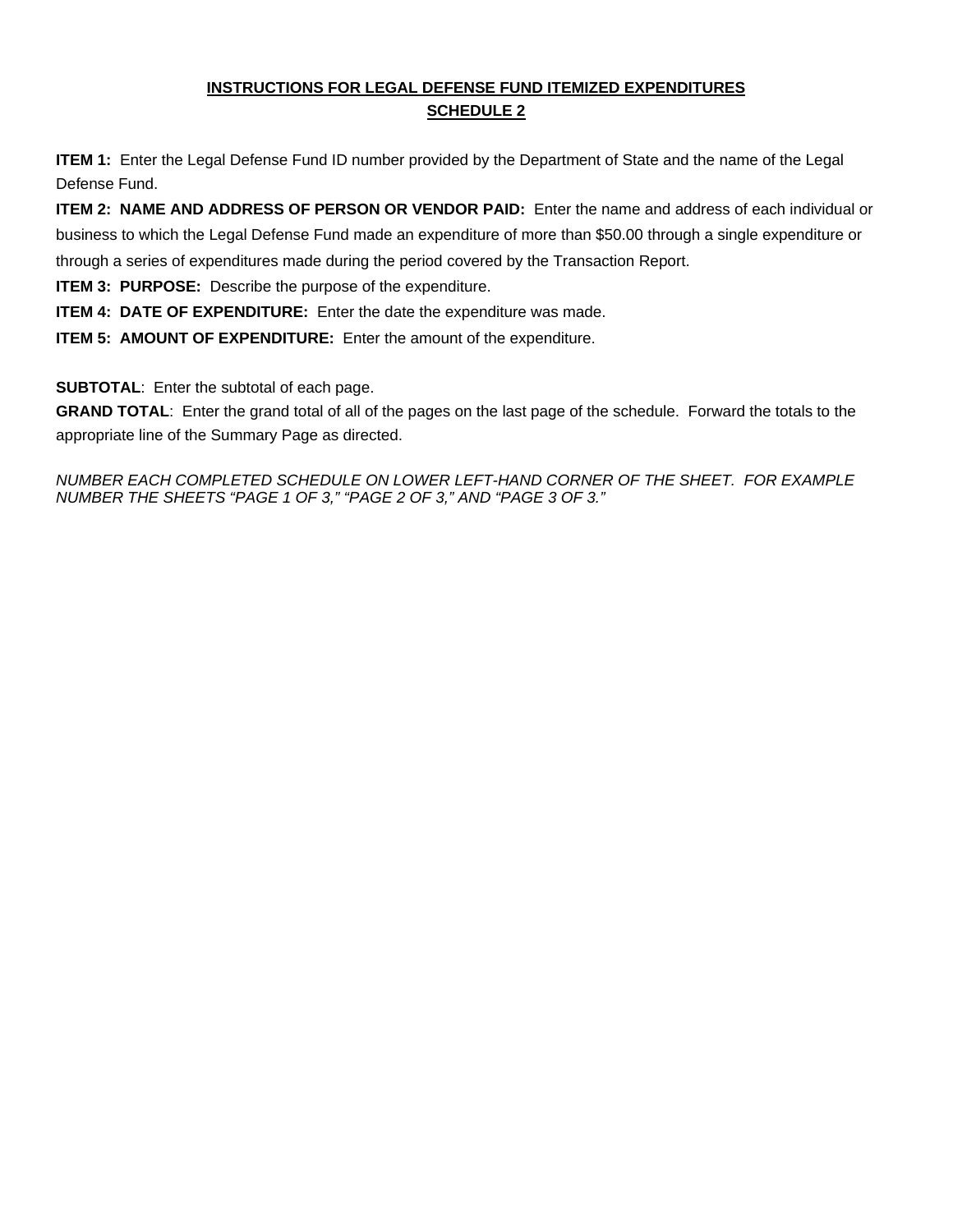# INSTRUCTIONS FOR LEGAL DEFENSE FUND ITEMIZED EXPENDITURES
## SCHEDULE 2

**ITEM 1:** Enter the Legal Defense Fund ID number provided by the Department of State and the name of the Legal Defense Fund.

**ITEM 2: NAME AND ADDRESS OF PERSON OR VENDOR PAID:** Enter the name and address of each individual or business to which the Legal Defense Fund made an expenditure of more than $50.00 through a single expenditure or through a series of expenditures made during the period covered by the Transaction Report.

**ITEM 3: PURPOSE:** Describe the purpose of the expenditure.

**ITEM 4: DATE OF EXPENDITURE:** Enter the date the expenditure was made.

**ITEM 5: AMOUNT OF EXPENDITURE:** Enter the amount of the expenditure.

**SUBTOTAL**: Enter the subtotal of each page.

**GRAND TOTAL**: Enter the grand total of all of the pages on the last page of the schedule. Forward the totals to the appropriate line of the Summary Page as directed.

*NUMBER EACH COMPLETED SCHEDULE ON LOWER LEFT-HAND CORNER OF THE SHEET. FOR EXAMPLE NUMBER THE SHEETS "PAGE 1 OF 3," "PAGE 2 OF 3," AND "PAGE 3 OF 3."*